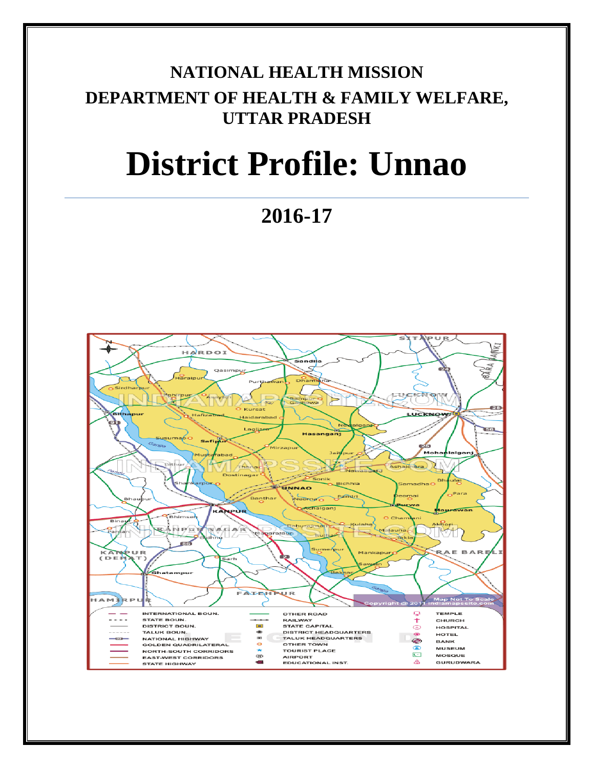**NATIONAL HEALTH MISSION**

**DEPARTMENT OF HEALTH & FAMILY WELFARE, UTTAR PRADESH**

# District Profile: Unnao

## 2016-17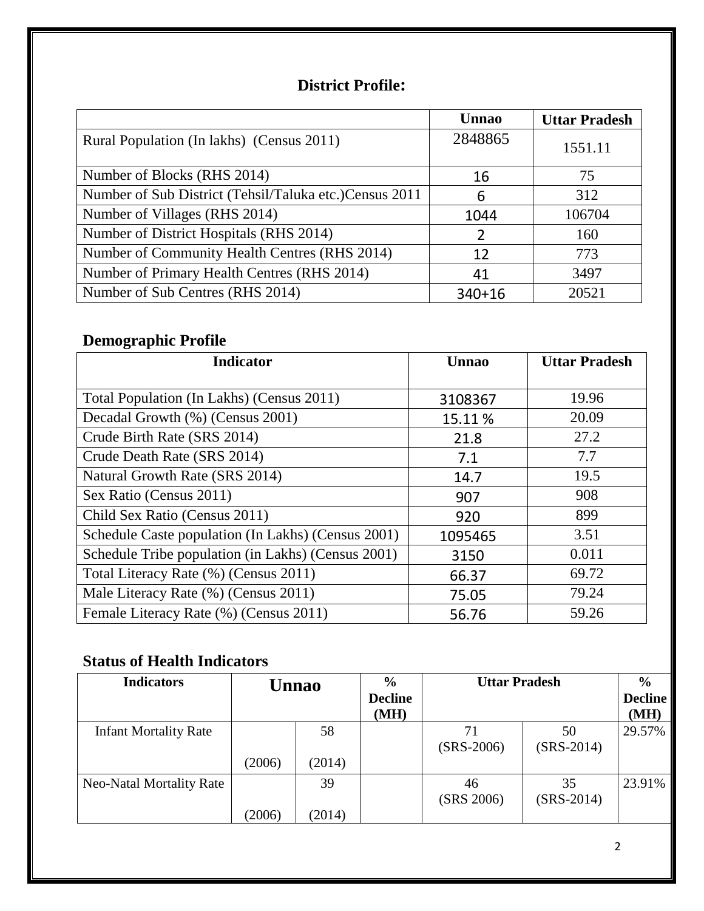## District Profile:

| | Unnao | Uttar Pradesh |
|---|---|---|
| Rural Population (In lakhs) (Census 2011) | 2848865 | 1551.11 |
| Number of Blocks (RHS 2014) | 16 | 75 |
| Number of Sub District (Tehsil/Taluka etc.)Census 2011 | 6 | 312 |
| Number of Villages (RHS 2014) | 1044 | 106704 |
| Number of District Hospitals (RHS 2014) | 2 | 160 |
| Number of Community Health Centres (RHS 2014) | 12 | 773 |
| Number of Primary Health Centres (RHS 2014) | 41 | 3497 |
| Number of Sub Centres (RHS 2014) | 340+16 | 20521 |

## Demographic Profile

| Indicator | Unnao | Uttar Pradesh |
|---|---|---|
| Total Population (In Lakhs) (Census 2011) | 3108367 | 19.96 |
| Decadal Growth (%) (Census 2001) | 15.11 % | 20.09 |
| Crude Birth Rate (SRS 2014) | 21.8 | 27.2 |
| Crude Death Rate (SRS 2014) | 7.1 | 7.7 |
| Natural Growth Rate (SRS 2014) | 14.7 | 19.5 |
| Sex Ratio (Census 2011) | 907 | 908 |
| Child Sex Ratio (Census 2011) | 920 | 899 |
| Schedule Caste population (In Lakhs) (Census 2001) | 1095465 | 3.51 |
| Schedule Tribe population (in Lakhs) (Census 2001) | 3150 | 0.011 |
| Total Literacy Rate (%) (Census 2011) | 66.37 | 69.72 |
| Male Literacy Rate (%) (Census 2011) | 75.05 | 79.24 |
| Female Literacy Rate (%) (Census 2011) | 56.76 | 59.26 |

## Status of Health Indicators

| Indicators | Unnao | | % Decline (MH) | Uttar Pradesh | | % Decline (MH) |
|---|---|---|---|---|---|---|
| Infant Mortality Rate | (2006) | 58 (2014) | | 71 (SRS-2006) | 50 (SRS-2014) | 29.57% |
| Neo-Natal Mortality Rate | (2006) | 39 (2014) | | 46 (SRS 2006) | 35 (SRS-2014) | 23.91% |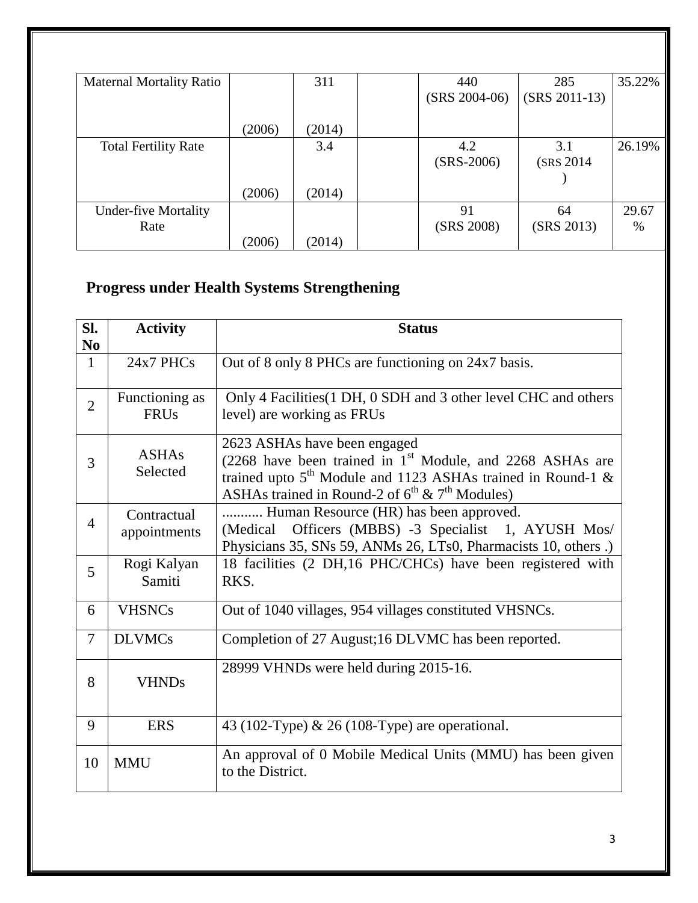| Maternal Mortality Ratio | (2006) | 311 (2014) | | 440 (SRS 2004-06) | 285 (SRS 2011-13) | 35.22% |
|---|---|---|---|---|---|---|
| Total Fertility Rate | (2006) | 3.4 (2014) | | 4.2 (SRS-2006) | 3.1 (SRS 2014 ) | 26.19% |
| Under-five Mortality Rate | (2006) | (2014) | | 91 (SRS 2008) | 64 (SRS 2013) | 29.67 % |

## Progress under Health Systems Strengthening

| Sl. No | Activity | Status |
|---|---|---|
| 1 | 24x7 PHCs | Out of 8 only 8 PHCs are functioning on 24x7 basis. |
| 2 | Functioning as FRUs | Only 4 Facilities(1 DH, 0 SDH and 3 other level CHC and others level) are working as FRUs |
| 3 | ASHAs Selected | 2623 ASHAs have been engaged (2268 have been trained in 1st Module, and 2268 ASHAs are trained upto 5th Module and 1123 ASHAs trained in Round-1 & ASHAs trained in Round-2 of 6th & 7th Modules) |
| 4 | Contractual appointments | ........... Human Resource (HR) has been approved. (Medical Officers (MBBS) -3 Specialist 1, AYUSH Mos/ Physicians 35, SNs 59, ANMs 26, LTs0, Pharmacists 10, others .) |
| 5 | Rogi Kalyan Samiti | 18 facilities (2 DH,16 PHC/CHCs) have been registered with RKS. |
| 6 | VHSNCs | Out of 1040 villages, 954 villages constituted VHSNCs. |
| 7 | DLVMCs | Completion of 27 August;16 DLVMC has been reported. |
| 8 | VHNDs | 28999 VHNDs were held during 2015-16. |
| 9 | ERS | 43 (102-Type) & 26 (108-Type) are operational. |
| 10 | MMU | An approval of 0 Mobile Medical Units (MMU) has been given to the District. |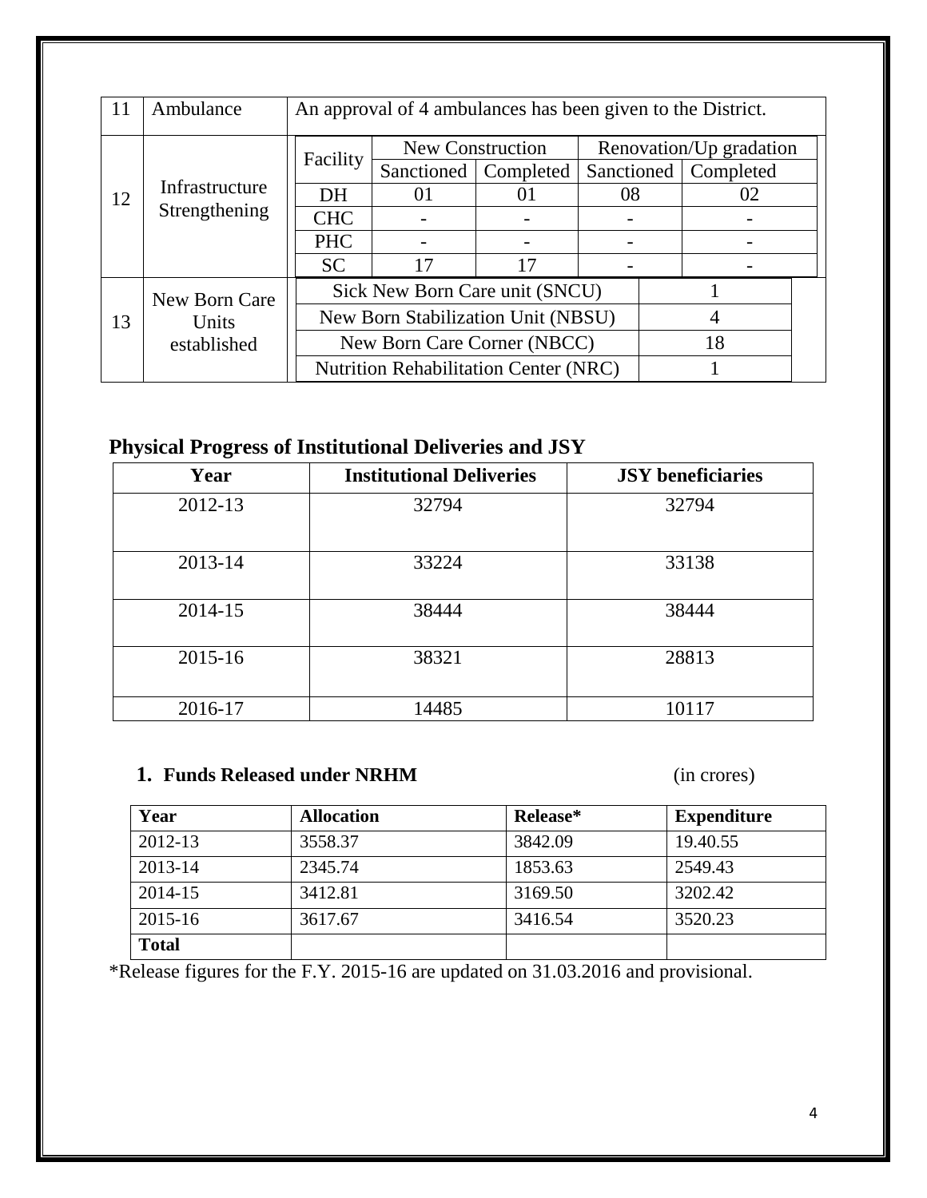| 11 | Ambulance | An approval of 4 ambulances has been given to the District. | | | | |
|---|---|---|---|---|---|---|
| 12 | Infrastructure Strengthening | Facility | New Construction | | Renovation/Up gradation | |
| | | | Sanctioned | Completed | Sanctioned | Completed |
| | | DH | 01 | 01 | 08 | 02 |
| | | CHC | - | - | - | - |
| | | PHC | - | - | - | - |
| | | SC | 17 | 17 | - | - |
| 13 | New Born Care Units established | Sick New Born Care unit (SNCU) | | | 1 | |
| | | New Born Stabilization Unit (NBSU) | | | 4 | |
| | | New Born Care Corner (NBCC) | | | 18 | |
| | | Nutrition Rehabilitation Center (NRC) | | | 1 | |

## Physical Progress of Institutional Deliveries and JSY

| Year | Institutional Deliveries | JSY beneficiaries |
|---|---|---|
| 2012-13 | 32794 | 32794 |
| 2013-14 | 33224 | 33138 |
| 2014-15 | 38444 | 38444 |
| 2015-16 | 38321 | 28813 |
| 2016-17 | 14485 | 10117 |

### 1. Funds Released under NRHM (in crores)

| Year | Allocation | Release* | Expenditure |
|---|---|---|---|
| 2012-13 | 3558.37 | 3842.09 | 19.40.55 |
| 2013-14 | 2345.74 | 1853.63 | 2549.43 |
| 2014-15 | 3412.81 | 3169.50 | 3202.42 |
| 2015-16 | 3617.67 | 3416.54 | 3520.23 |
| **Total** | | | |

*Release figures for the F.Y. 2015-16 are updated on 31.03.2016 and provisional.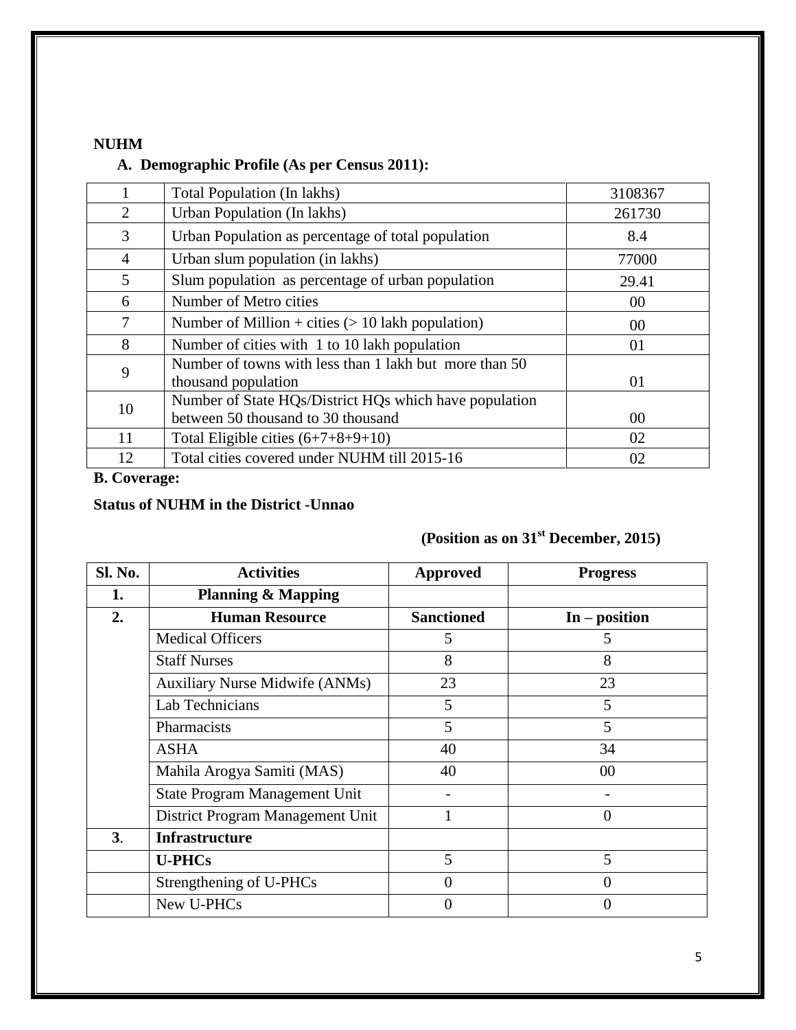**NUHM**

**A. Demographic Profile (As per Census 2011):**

| | | |
|---|---|---|
| 1 | Total Population (In lakhs) | 3108367 |
| 2 | Urban Population (In lakhs) | 261730 |
| 3 | Urban Population as percentage of total population | 8.4 |
| 4 | Urban slum population (in lakhs) | 77000 |
| 5 | Slum population as percentage of urban population | 29.41 |
| 6 | Number of Metro cities | 00 |
| 7 | Number of Million + cities (> 10 lakh population) | 00 |
| 8 | Number of cities with 1 to 10 lakh population | 01 |
| 9 | Number of towns with less than 1 lakh but more than 50 thousand population | 01 |
| 10 | Number of State HQs/District HQs which have population between 50 thousand to 30 thousand | 00 |
| 11 | Total Eligible cities (6+7+8+9+10) | 02 |
| 12 | Total cities covered under NUHM till 2015-16 | 02 |

**B. Coverage:**

**Status of NUHM in the District -Unnao**

**(Position as on 31st December, 2015)**

| Sl. No. | Activities | Approved | Progress |
|---|---|---|---|
| **1.** | **Planning & Mapping** | | |
| **2.** | **Human Resource** | **Sanctioned** | **In – position** |
| | Medical Officers | 5 | 5 |
| | Staff Nurses | 8 | 8 |
| | Auxiliary Nurse Midwife (ANMs) | 23 | 23 |
| | Lab Technicians | 5 | 5 |
| | Pharmacists | 5 | 5 |
| | ASHA | 40 | 34 |
| | Mahila Arogya Samiti (MAS) | 40 | 00 |
| | State Program Management Unit | - | - |
| | District Program Management Unit | 1 | 0 |
| **3.** | **Infrastructure** | | |
| | **U-PHCs** | 5 | 5 |
| | Strengthening of U-PHCs | 0 | 0 |
| | New U-PHCs | 0 | 0 |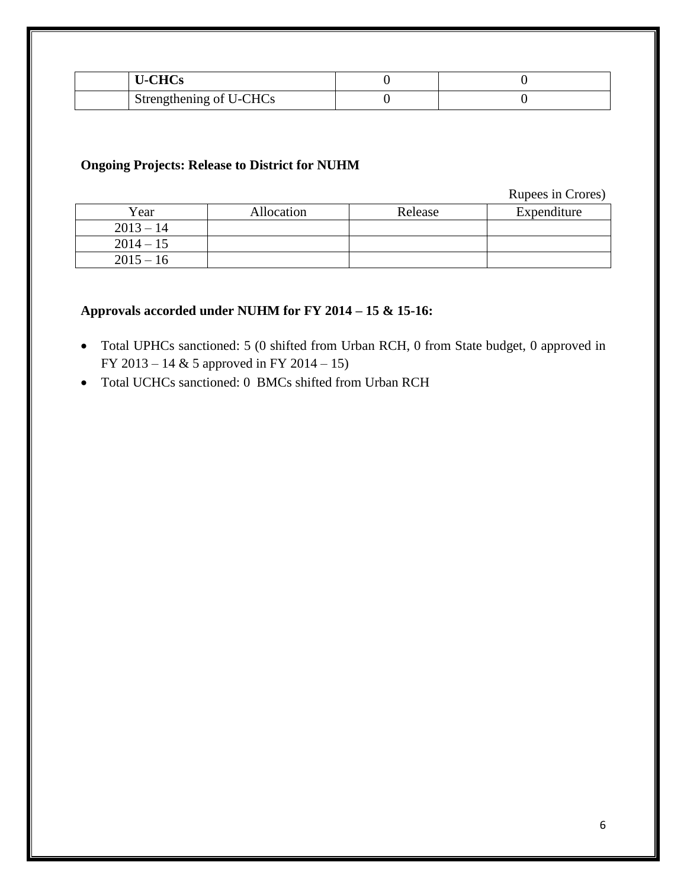| | | | |
|---|---|---|---|
| | **U-CHCs** | 0 | 0 |
| | Strengthening of U-CHCs | 0 | 0 |

**Ongoing Projects: Release to District for NUHM**

Rupees in Crores)

| Year | Allocation | Release | Expenditure |
|---|---|---|---|
| 2013 – 14 | | | |
| 2014 – 15 | | | |
| 2015 – 16 | | | |

**Approvals accorded under NUHM for FY 2014 – 15 & 15-16:**

- Total UPHCs sanctioned: 5 (0 shifted from Urban RCH, 0 from State budget, 0 approved in FY 2013 – 14 & 5 approved in FY 2014 – 15)
- Total UCHCs sanctioned: 0 BMCs shifted from Urban RCH